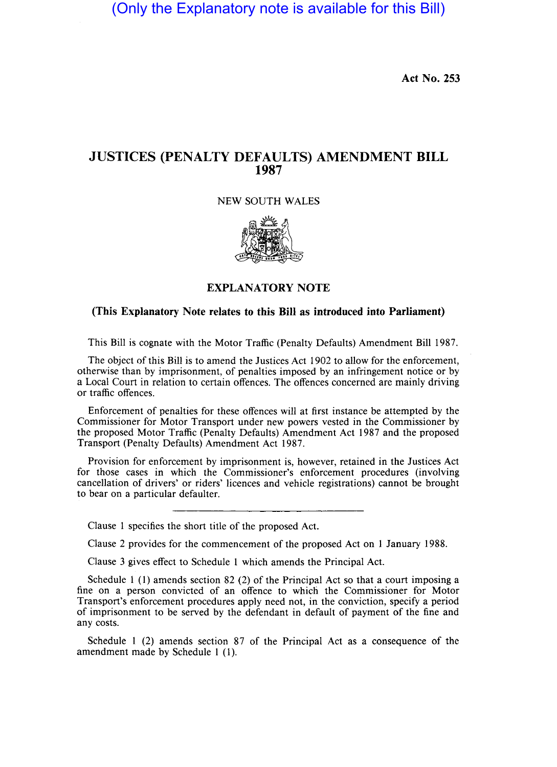(Only the Explanatory note is available for this Bill)

**Act No. 253**

# JUSTICES (PENALTY DEFAULTS) AMENDMENT BILL 1987

NEW SOUTH WALES

## EXPLANATORY NOTE

**(This Explanatory Note relates to this Bill as introduced into Parliament)**

This Bill is cognate with the Motor Traffic (Penalty Defaults) Amendment Bill 1987.

The object of this Bill is to amend the Justices Act 1902 to allow for the enforcement, otherwise than by imprisonment, of penalties imposed by an infringement notice or by a Local Court in relation to certain offences. The offences concerned are mainly driving or traffic offences.

Enforcement of penalties for these offences will at first instance be attempted by the Commissioner for Motor Transport under new powers vested in the Commissioner by the proposed Motor Traffic (Penalty Defaults) Amendment Act 1987 and the proposed Transport (Penalty Defaults) Amendment Act 1987.

Provision for enforcement by imprisonment is, however, retained in the Justices Act for those cases in which the Commissioner's enforcement procedures (involving cancellation of drivers' or riders' licences and vehicle registrations) cannot be brought to bear on a particular defaulter.

---

Clause 1 specifies the short title of the proposed Act.

Clause 2 provides for the commencement of the proposed Act on 1 January 1988.

Clause 3 gives effect to Schedule 1 which amends the Principal Act.

Schedule 1 (1) amends section 82 (2) of the Principal Act so that a court imposing a fine on a person convicted of an offence to which the Commissioner for Motor Transport's enforcement procedures apply need not, in the conviction, specify a period of imprisonment to be served by the defendant in default of payment of the fine and any costs.

Schedule 1 (2) amends section 87 of the Principal Act as a consequence of the amendment made by Schedule 1 (1).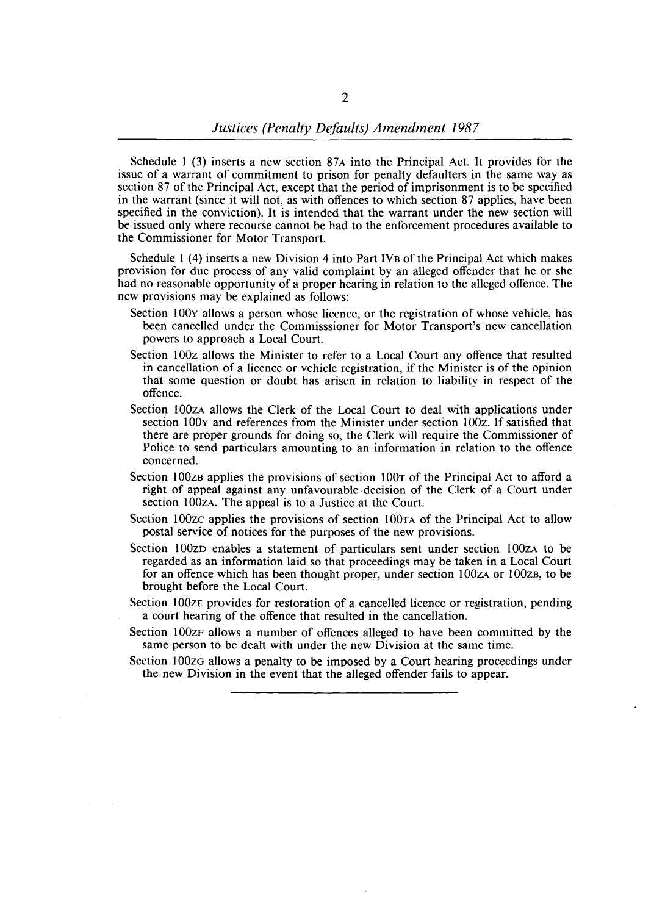Schedule 1 (3) inserts a new section 87A into the Principal Act. It provides for the issue of a warrant of commitment to prison for penalty defaulters in the same way as section 87 of the Principal Act, except that the period of imprisonment is to be specified in the warrant (since it will not, as with offences to which section 87 applies, have been specified in the conviction). It is intended that the warrant under the new section will be issued only where recourse cannot be had to the enforcement procedures available to the Commissioner for Motor Transport.

Schedule 1 (4) inserts a new Division 4 into Part IVB of the Principal Act which makes provision for due process of any valid complaint by an alleged offender that he or she had no reasonable opportunity of a proper hearing in relation to the alleged offence. The new provisions may be explained as follows:

Section 100Y allows a person whose licence, or the registration of whose vehicle, has been cancelled under the Commisssioner for Motor Transport's new cancellation powers to approach a Local Court.

Section 100Z allows the Minister to refer to a Local Court any offence that resulted in cancellation of a licence or vehicle registration, if the Minister is of the opinion that some question or doubt has arisen in relation to liability in respect of the offence.

Section 100ZA allows the Clerk of the Local Court to deal with applications under section 100Y and references from the Minister under section 100Z. If satisfied that there are proper grounds for doing so, the Clerk will require the Commissioner of Police to send particulars amounting to an information in relation to the offence concerned.

Section 100ZB applies the provisions of section 100T of the Principal Act to afford a right of appeal against any unfavourable decision of the Clerk of a Court under section 100ZA. The appeal is to a Justice at the Court.

Section 100ZC applies the provisions of section 100TA of the Principal Act to allow postal service of notices for the purposes of the new provisions.

Section 100ZD enables a statement of particulars sent under section 100ZA to be regarded as an information laid so that proceedings may be taken in a Local Court for an offence which has been thought proper, under section 100ZA or 100ZB, to be brought before the Local Court.

Section 100ZE provides for restoration of a cancelled licence or registration, pending a court hearing of the offence that resulted in the cancellation.

Section 100ZF allows a number of offences alleged to have been committed by the same person to be dealt with under the new Division at the same time.

Section 100ZG allows a penalty to be imposed by a Court hearing proceedings under the new Division in the event that the alleged offender fails to appear.